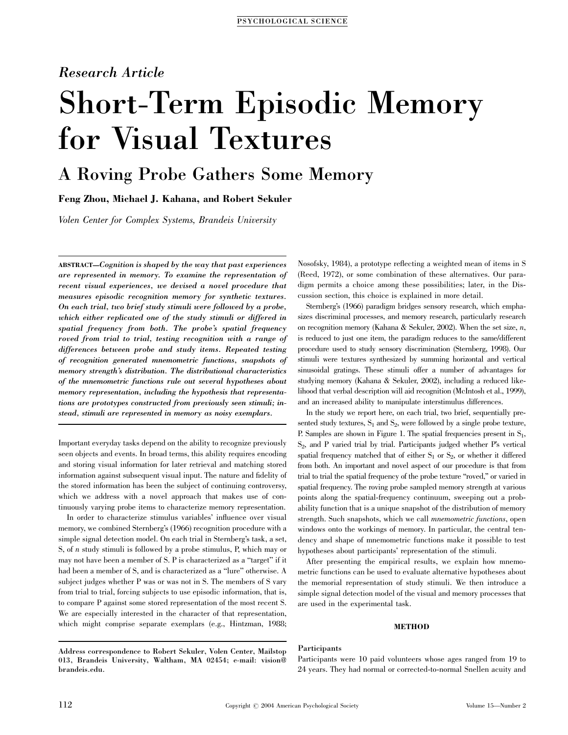*Research Article*

# Short-Term Episodic Memory for Visual Textures

## A Roving Probe Gathers Some Memory

**Feng Zhou, Michael J. Kahana, and Robert Sekuler**

*Volen Center for Complex Systems, Brandeis University*

**ABSTRACT**—*Cognition is shaped by the way that past experiences are represented in memory. To examine the representation of recent visual experiences, we devised a novel procedure that measures episodic recognition memory for synthetic textures. On each trial, two brief study stimuli were followed by a probe, which either replicated one of the study stimuli or differed in spatial frequency from both. The probe's spatial frequency roved from trial to trial, testing recognition with a range of differences between probe and study items. Repeated testing of recognition generated mnemometric functions, snapshots of memory strength's distribution. The distributional characteristics of the mnemometric functions rule out several hypotheses about memory representation, including the hypothesis that representations are prototypes constructed from previously seen stimuli; instead, stimuli are represented in memory as noisy exemplars.*

Important everyday tasks depend on the ability to recognize previously seen objects and events. In broad terms, this ability requires encoding and storing visual information for later retrieval and matching stored information against subsequent visual input. The nature and fidelity of the stored information has been the subject of continuing controversy, which we address with a novel approach that makes use of continuously varying probe items to characterize memory representation.

In order to characterize stimulus variables' influence over visual memory, we combined Sternberg's (1966) recognition procedure with a simple signal detection model. On each trial in Sternberg's task, a set, S, of *n* study stimuli is followed by a probe stimulus, P, which may or may not have been a member of S. P is characterized as a "target" if it had been a member of S, and is characterized as a "lure" otherwise. A subject judges whether P was or was not in S. The members of S vary from trial to trial, forcing subjects to use episodic information, that is, to compare P against some stored representation of the most recent S. We are especially interested in the character of that representation, which might comprise separate exemplars (e.g., Hintzman, 1988; Nosofsky, 1984), a prototype reflecting a weighted mean of items in S (Reed, 1972), or some combination of these alternatives. Our paradigm permits a choice among these possibilities; later, in the Discussion section, this choice is explained in more detail.

Sternberg's (1966) paradigm bridges sensory research, which emphasizes discriminal processes, and memory research, particularly research on recognition memory (Kahana & Sekuler, 2002). When the set size, *n*, is reduced to just one item, the paradigm reduces to the same/different procedure used to study sensory discrimination (Sternberg, 1998). Our stimuli were textures synthesized by summing horizontal and vertical sinusoidal gratings. These stimuli offer a number of advantages for studying memory (Kahana & Sekuler, 2002), including a reduced likelihood that verbal description will aid recognition (McIntosh et al., 1999), and an increased ability to manipulate interstimulus differences.

In the study we report here, on each trial, two brief, sequentially presented study textures, $S_1$ and $S_2$, were followed by a single probe texture, P. Samples are shown in Figure 1. The spatial frequencies present in $S_1$, $S_2$, and P varied trial by trial. Participants judged whether P's vertical spatial frequency matched that of either $S_1$ or $S_2$, or whether it differed from both. An important and novel aspect of our procedure is that from trial to trial the spatial frequency of the probe texture "roved," or varied in spatial frequency. The roving probe sampled memory strength at various points along the spatial-frequency continuum, sweeping out a probability function that is a unique snapshot of the distribution of memory strength. Such snapshots, which we call *mnemometric functions*, open windows onto the workings of memory. In particular, the central tendency and shape of mnemometric functions make it possible to test hypotheses about participants' representation of the stimuli.

After presenting the empirical results, we explain how mnemometric functions can be used to evaluate alternative hypotheses about the memorial representation of study stimuli. We then introduce a simple signal detection model of the visual and memory processes that are used in the experimental task.

## METHOD

### Participants

Participants were 10 paid volunteers whose ages ranged from 19 to 24 years. They had normal or corrected-to-normal Snellen acuity and

**Address correspondence to Robert Sekuler, Volen Center, Mailstop 013, Brandeis University, Waltham, MA 02454; e-mail: vision@brandeis.edu.**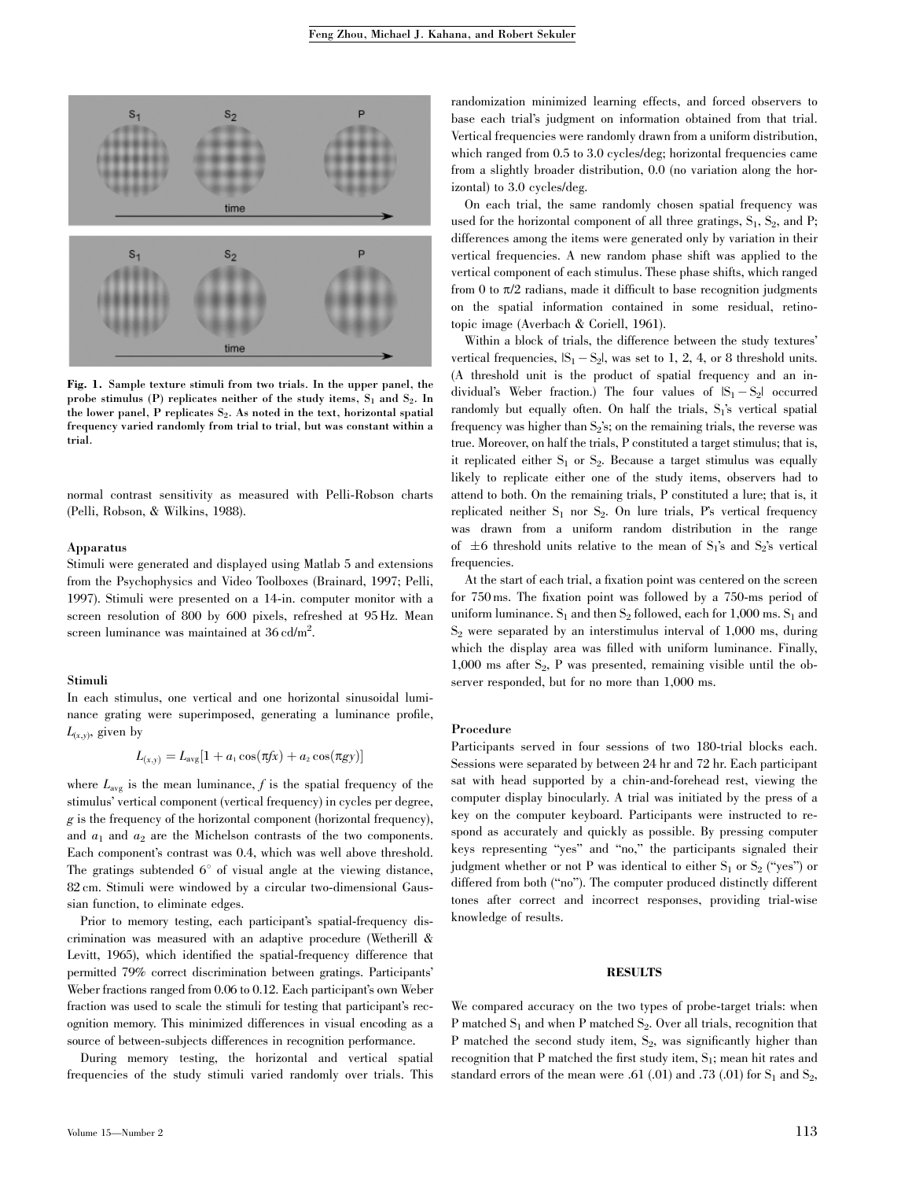**Fig. 1.** Sample texture stimuli from two trials. In the upper panel, the probe stimulus (P) replicates neither of the study items, $S_1$ and $S_2$. In the lower panel, P replicates $S_2$. As noted in the text, horizontal spatial frequency varied randomly from trial to trial, but was constant within a trial.

normal contrast sensitivity as measured with Pelli-Robson charts (Pelli, Robson, & Wilkins, 1988).

### Apparatus

Stimuli were generated and displayed using Matlab 5 and extensions from the Psychophysics and Video Toolboxes (Brainard, 1997; Pelli, 1997). Stimuli were presented on a 14-in. computer monitor with a screen resolution of 800 by 600 pixels, refreshed at 95 Hz. Mean screen luminance was maintained at 36 cd/m$^2$.

### Stimuli

In each stimulus, one vertical and one horizontal sinusoidal luminance grating were superimposed, generating a luminance profile, $L_{(x,y)}$, given by

$$L_{(x,y)} = L_{\text{avg}}[1 + a_1 \cos(\pi f x) + a_2 \cos(\pi g y)]$$

where $L_{\text{avg}}$ is the mean luminance, $f$ is the spatial frequency of the stimulus' vertical component (vertical frequency) in cycles per degree, $g$ is the frequency of the horizontal component (horizontal frequency), and $a_1$ and $a_2$ are the Michelson contrasts of the two components. Each component's contrast was 0.4, which was well above threshold. The gratings subtended 6° of visual angle at the viewing distance, 82 cm. Stimuli were windowed by a circular two-dimensional Gaussian function, to eliminate edges.

Prior to memory testing, each participant's spatial-frequency discrimination was measured with an adaptive procedure (Wetherill & Levitt, 1965), which identified the spatial-frequency difference that permitted 79% correct discrimination between gratings. Participants' Weber fractions ranged from 0.06 to 0.12. Each participant's own Weber fraction was used to scale the stimuli for testing that participant's recognition memory. This minimized differences in visual encoding as a source of between-subjects differences in recognition performance.

During memory testing, the horizontal and vertical spatial frequencies of the study stimuli varied randomly over trials. This randomization minimized learning effects, and forced observers to base each trial's judgment on information obtained from that trial. Vertical frequencies were randomly drawn from a uniform distribution, which ranged from 0.5 to 3.0 cycles/deg; horizontal frequencies came from a slightly broader distribution, 0.0 (no variation along the horizontal) to 3.0 cycles/deg.

On each trial, the same randomly chosen spatial frequency was used for the horizontal component of all three gratings, $S_1$, $S_2$, and P; differences among the items were generated only by variation in their vertical frequencies. A new random phase shift was applied to the vertical component of each stimulus. These phase shifts, which ranged from 0 to $\pi/2$ radians, made it difficult to base recognition judgments on the spatial information contained in some residual, retinotopic image (Averbach & Coriell, 1961).

Within a block of trials, the difference between the study textures' vertical frequencies, $|S_1 - S_2|$, was set to 1, 2, 4, or 8 threshold units. (A threshold unit is the product of spatial frequency and an individual's Weber fraction.) The four values of $|S_1 - S_2|$ occurred randomly but equally often. On half the trials, $S_1$'s vertical spatial frequency was higher than $S_2$'s; on the remaining trials, the reverse was true. Moreover, on half the trials, P constituted a target stimulus; that is, it replicated either $S_1$ or $S_2$. Because a target stimulus was equally likely to replicate either one of the study items, observers had to attend to both. On the remaining trials, P constituted a lure; that is, it replicated neither $S_1$ nor $S_2$. On lure trials, P's vertical frequency was drawn from a uniform random distribution in the range of $\pm 6$ threshold units relative to the mean of $S_1$'s and $S_2$'s vertical frequencies.

At the start of each trial, a fixation point was centered on the screen for 750 ms. The fixation point was followed by a 750-ms period of uniform luminance. $S_1$ and then $S_2$ followed, each for 1,000 ms. $S_1$ and $S_2$ were separated by an interstimulus interval of 1,000 ms, during which the display area was filled with uniform luminance. Finally, 1,000 ms after $S_2$, P was presented, remaining visible until the observer responded, but for no more than 1,000 ms.

### Procedure

Participants served in four sessions of two 180-trial blocks each. Sessions were separated by between 24 hr and 72 hr. Each participant sat with head supported by a chin-and-forehead rest, viewing the computer display binocularly. A trial was initiated by the press of a key on the computer keyboard. Participants were instructed to respond as accurately and quickly as possible. By pressing computer keys representing "yes" and "no," the participants signaled their judgment whether or not P was identical to either $S_1$ or $S_2$ ("yes") or differed from both ("no"). The computer produced distinctly different tones after correct and incorrect responses, providing trial-wise knowledge of results.

## RESULTS

We compared accuracy on the two types of probe-target trials: when P matched $S_1$ and when P matched $S_2$. Over all trials, recognition that P matched the second study item, $S_2$, was significantly higher than recognition that P matched the first study item, $S_1$; mean hit rates and standard errors of the mean were .61 (.01) and .73 (.01) for $S_1$ and $S_2$,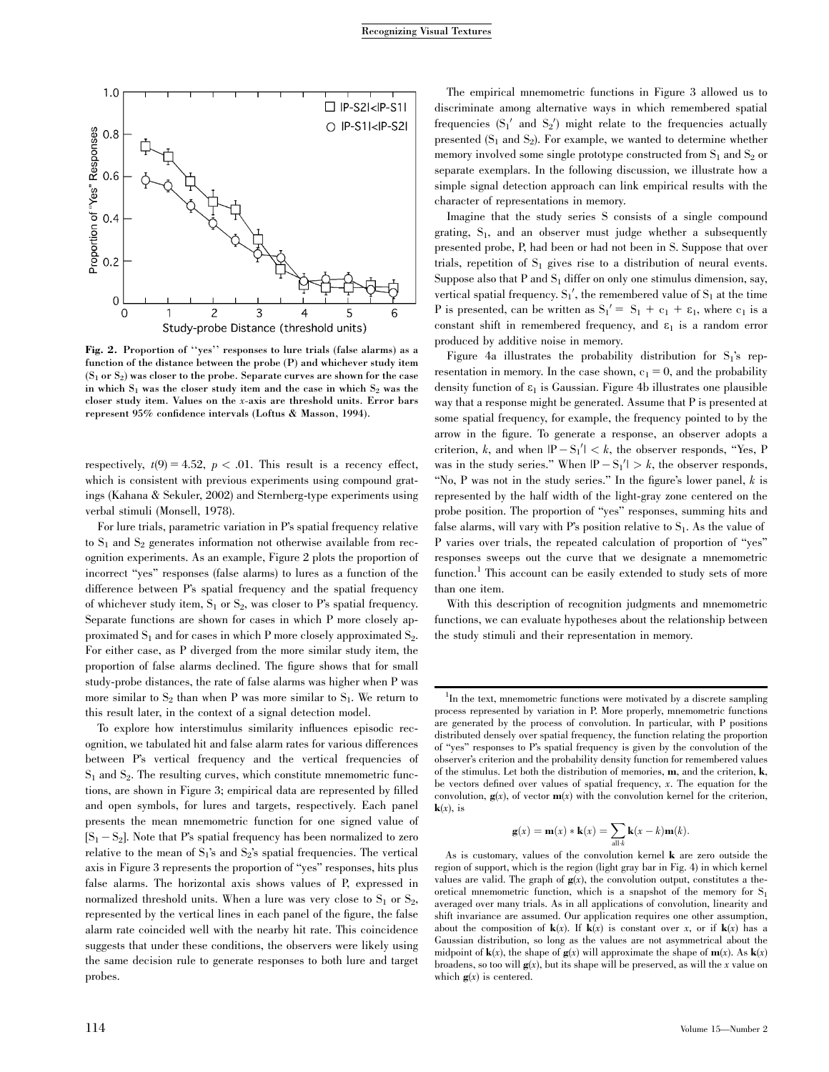Fig. 2. Proportion of ''yes'' responses to lure trials (false alarms) as a function of the distance between the probe (P) and whichever study item ($S_1$ or $S_2$) was closer to the probe. Separate curves are shown for the case in which $S_1$ was the closer study item and the case in which $S_2$ was the closer study item. Values on the x-axis are threshold units. Error bars represent 95% confidence intervals (Loftus & Masson, 1994).

respectively, $t(9) = 4.52$, $p < .01$. This result is a recency effect, which is consistent with previous experiments using compound gratings (Kahana & Sekuler, 2002) and Sternberg-type experiments using verbal stimuli (Monsell, 1978).

For lure trials, parametric variation in P's spatial frequency relative to $S_1$ and $S_2$ generates information not otherwise available from recognition experiments. As an example, Figure 2 plots the proportion of incorrect "yes" responses (false alarms) to lures as a function of the difference between P's spatial frequency and the spatial frequency of whichever study item, $S_1$ or $S_2$, was closer to P's spatial frequency. Separate functions are shown for cases in which P more closely approximated $S_1$ and for cases in which P more closely approximated $S_2$. For either case, as P diverged from the more similar study item, the proportion of false alarms declined. The figure shows that for small study-probe distances, the rate of false alarms was higher when P was more similar to $S_2$ than when P was more similar to $S_1$. We return to this result later, in the context of a signal detection model.

To explore how interstimulus similarity influences episodic recognition, we tabulated hit and false alarm rates for various differences between P's vertical frequency and the vertical frequencies of $S_1$ and $S_2$. The resulting curves, which constitute mnemometric functions, are shown in Figure 3; empirical data are represented by filled and open symbols, for lures and targets, respectively. Each panel presents the mean mnemometric function for one signed value of $[S_1 - S_2]$. Note that P's spatial frequency has been normalized to zero relative to the mean of $S_1$'s and $S_2$'s spatial frequencies. The vertical axis in Figure 3 represents the proportion of "yes" responses, hits plus false alarms. The horizontal axis shows values of P, expressed in normalized threshold units. When a lure was very close to $S_1$ or $S_2$, represented by the vertical lines in each panel of the figure, the false alarm rate coincided well with the nearby hit rate. This coincidence suggests that under these conditions, the observers were likely using the same decision rule to generate responses to both lure and target probes.

The empirical mnemometric functions in Figure 3 allowed us to discriminate among alternative ways in which remembered spatial frequencies ($S_1'$ and $S_2'$) might relate to the frequencies actually presented ($S_1$ and $S_2$). For example, we wanted to determine whether memory involved some single prototype constructed from $S_1$ and $S_2$ or separate exemplars. In the following discussion, we illustrate how a simple signal detection approach can link empirical results with the character of representations in memory.

Imagine that the study series S consists of a single compound grating, $S_1$, and an observer must judge whether a subsequently presented probe, P, had been or had not been in S. Suppose that over trials, repetition of $S_1$ gives rise to a distribution of neural events. Suppose also that P and $S_1$ differ on only one stimulus dimension, say, vertical spatial frequency. $S_1'$, the remembered value of $S_1$ at the time P is presented, can be written as $S_1' = S_1 + c_1 + \varepsilon_1$, where $c_1$ is a constant shift in remembered frequency, and $\varepsilon_1$ is a random error produced by additive noise in memory.

Figure 4a illustrates the probability distribution for $S_1$'s representation in memory. In the case shown, $c_1 = 0$, and the probability density function of $\varepsilon_1$ is Gaussian. Figure 4b illustrates one plausible way that a response might be generated. Assume that P is presented at some spatial frequency, for example, the frequency pointed to by the arrow in the figure. To generate a response, an observer adopts a criterion, $k$, and when $|P - S_1'| < k$, the observer responds, "Yes, P was in the study series." When $|P - S_1'| > k$, the observer responds, "No, P was not in the study series." In the figure's lower panel, $k$ is represented by the half width of the light-gray zone centered on the probe position. The proportion of "yes" responses, summing hits and false alarms, will vary with P's position relative to $S_1$. As the value of P varies over trials, the repeated calculation of proportion of "yes" responses sweeps out the curve that we designate a mnemometric function.[1] This account can be easily extended to study sets of more than one item.

With this description of recognition judgments and mnemometric functions, we can evaluate hypotheses about the relationship between the study stimuli and their representation in memory.

[1]In the text, mnemometric functions were motivated by a discrete sampling process represented by variation in P. More properly, mnemometric functions are generated by the process of convolution. In particular, with P positions distributed densely over spatial frequency, the function relating the proportion of "yes" responses to P's spatial frequency is given by the convolution of the observer's criterion and the probability density function for remembered values of the stimulus. Let both the distribution of memories, **m**, and the criterion, **k**, be vectors defined over values of spatial frequency, $x$. The equation for the convolution, $\mathbf{g}(x)$, of vector $\mathbf{m}(x)$ with the convolution kernel for the criterion, $\mathbf{k}(x)$, is

$$\mathbf{g}(x) = \mathbf{m}(x) * \mathbf{k}(x) = \sum_{\text{all } k} \mathbf{k}(x-k)\mathbf{m}(k).$$

As is customary, values of the convolution kernel **k** are zero outside the region of support, which is the region (light gray bar in Fig. 4) in which kernel values are valid. The graph of $\mathbf{g}(x)$, the convolution output, constitutes a theoretical mnemometric function, which is a snapshot of the memory for $S_1$ averaged over many trials. As in all applications of convolution, linearity and shift invariance are assumed. Our application requires one other assumption, about the composition of $\mathbf{k}(x)$. If $\mathbf{k}(x)$ is constant over $x$, or if $\mathbf{k}(x)$ has a Gaussian distribution, so long as the values are not asymmetrical about the midpoint of $\mathbf{k}(x)$, the shape of $\mathbf{g}(x)$ will approximate the shape of $\mathbf{m}(x)$. As $\mathbf{k}(x)$ broadens, so too will $\mathbf{g}(x)$, but its shape will be preserved, as will the $x$ value on which $\mathbf{g}(x)$ is centered.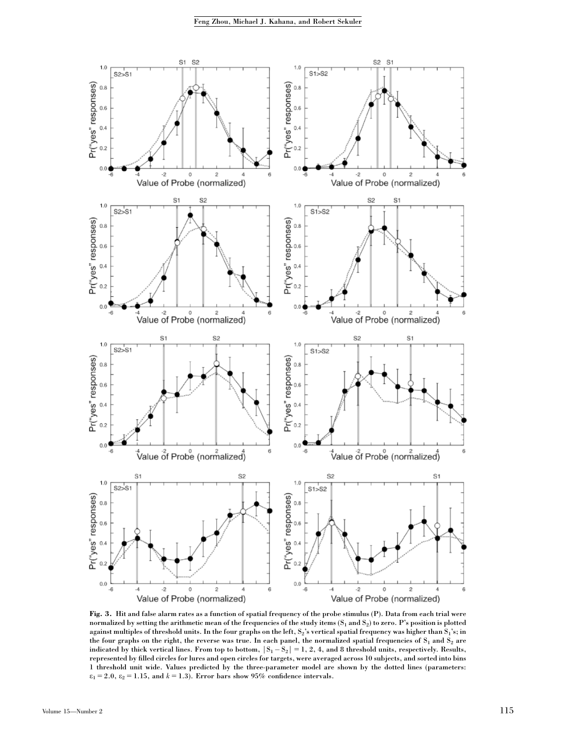Fig. 3. Hit and false alarm rates as a function of spatial frequency of the probe stimulus (P). Data from each trial were normalized by setting the arithmetic mean of the frequencies of the study items ($S_1$ and $S_2$) to zero. P's position is plotted against multiples of threshold units. In the four graphs on the left, $S_2$'s vertical spatial frequency was higher than $S_1$'s; in the four graphs on the right, the reverse was true. In each panel, the normalized spatial frequencies of $S_1$ and $S_2$ are indicated by thick vertical lines. From top to bottom, $|S_1 - S_2| = 1$, 2, 4, and 8 threshold units, respectively. Results, represented by filled circles for lures and open circles for targets, were averaged across 10 subjects, and sorted into bins 1 threshold unit wide. Values predicted by the three-parameter model are shown by the dotted lines (parameters: $\varepsilon_1 = 2.0$, $\varepsilon_2 = 1.15$, and $k = 1.3$). Error bars show 95% confidence intervals.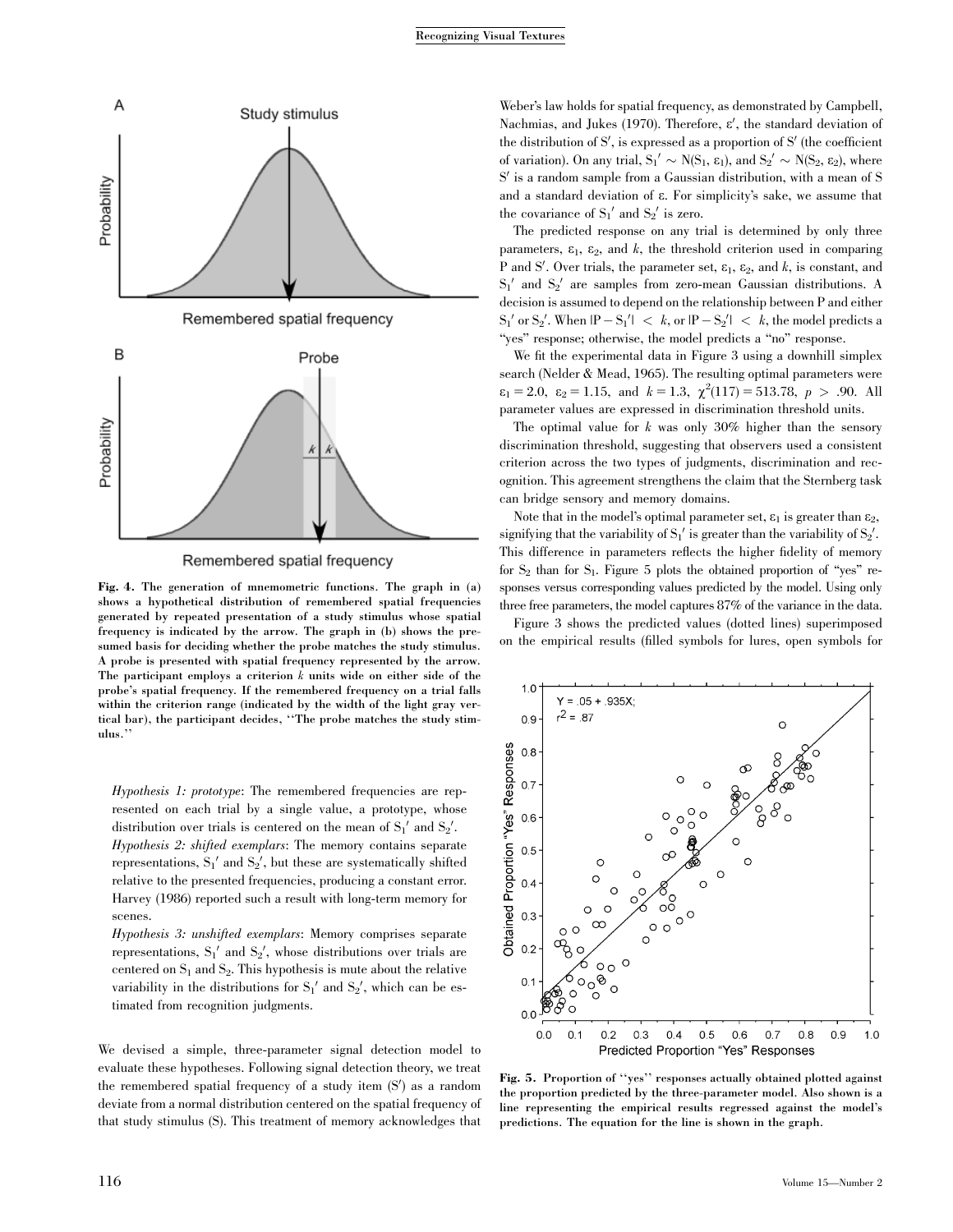Fig. 4. The generation of mnemometric functions. The graph in (a) shows a hypothetical distribution of remembered spatial frequencies generated by repeated presentation of a study stimulus whose spatial frequency is indicated by the arrow. The graph in (b) shows the presumed basis for deciding whether the probe matches the study stimulus. A probe is presented with spatial frequency represented by the arrow. The participant employs a criterion $k$ units wide on either side of the probe's spatial frequency. If the remembered frequency on a trial falls within the criterion range (indicated by the width of the light gray vertical bar), the participant decides, ''The probe matches the study stimulus.''

*Hypothesis 1: prototype*: The remembered frequencies are represented on each trial by a single value, a prototype, whose distribution over trials is centered on the mean of $S_1'$ and $S_2'$.

*Hypothesis 2: shifted exemplars*: The memory contains separate representations, $S_1'$ and $S_2'$, but these are systematically shifted relative to the presented frequencies, producing a constant error. Harvey (1986) reported such a result with long-term memory for scenes.

*Hypothesis 3: unshifted exemplars*: Memory comprises separate representations, $S_1'$ and $S_2'$, whose distributions over trials are centered on $S_1$ and $S_2$. This hypothesis is mute about the relative variability in the distributions for $S_1'$ and $S_2'$, which can be estimated from recognition judgments.

We devised a simple, three-parameter signal detection model to evaluate these hypotheses. Following signal detection theory, we treat the remembered spatial frequency of a study item (S′) as a random deviate from a normal distribution centered on the spatial frequency of that study stimulus (S). This treatment of memory acknowledges that Weber's law holds for spatial frequency, as demonstrated by Campbell, Nachmias, and Jukes (1970). Therefore, $\varepsilon'$, the standard deviation of the distribution of S′, is expressed as a proportion of S′ (the coefficient of variation). On any trial, $S_1' \sim N(S_1, \varepsilon_1)$, and $S_2' \sim N(S_2, \varepsilon_2)$, where S′ is a random sample from a Gaussian distribution, with a mean of S and a standard deviation of ε. For simplicity's sake, we assume that the covariance of $S_1'$ and $S_2'$ is zero.

The predicted response on any trial is determined by only three parameters, $\varepsilon_1$, $\varepsilon_2$, and $k$, the threshold criterion used in comparing P and S′. Over trials, the parameter set, $\varepsilon_1$, $\varepsilon_2$, and $k$, is constant, and $S_1'$ and $S_2'$ are samples from zero-mean Gaussian distributions. A decision is assumed to depend on the relationship between P and either $S_1'$ or $S_2'$. When $|P - S_1'| < k$, or $|P - S_2'| < k$, the model predicts a "yes" response; otherwise, the model predicts a "no" response.

We fit the experimental data in Figure 3 using a downhill simplex search (Nelder & Mead, 1965). The resulting optimal parameters were $\varepsilon_1 = 2.0$, $\varepsilon_2 = 1.15$, and $k = 1.3$, $\chi^2(117) = 513.78$, $p > .90$. All parameter values are expressed in discrimination threshold units.

The optimal value for $k$ was only 30% higher than the sensory discrimination threshold, suggesting that observers used a consistent criterion across the two types of judgments, discrimination and recognition. This agreement strengthens the claim that the Sternberg task can bridge sensory and memory domains.

Note that in the model's optimal parameter set, $\varepsilon_1$ is greater than $\varepsilon_2$, signifying that the variability of $S_1'$ is greater than the variability of $S_2'$. This difference in parameters reflects the higher fidelity of memory for $S_2$ than for $S_1$. Figure 5 plots the obtained proportion of "yes" responses versus corresponding values predicted by the model. Using only three free parameters, the model captures 87% of the variance in the data.

Figure 3 shows the predicted values (dotted lines) superimposed on the empirical results (filled symbols for lures, open symbols for

Fig. 5. Proportion of ''yes'' responses actually obtained plotted against the proportion predicted by the three-parameter model. Also shown is a line representing the empirical results regressed against the model's predictions. The equation for the line is shown in the graph.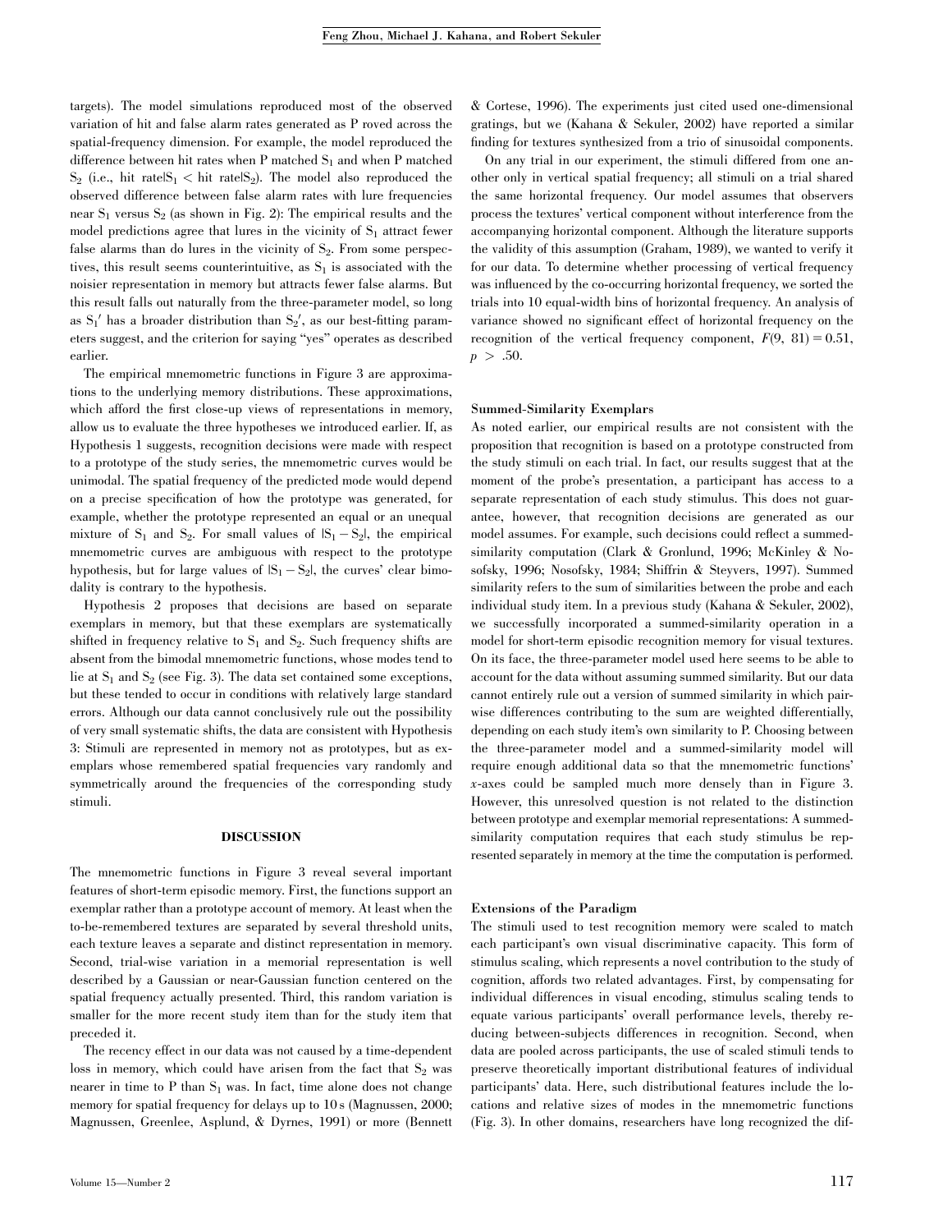targets). The model simulations reproduced most of the observed variation of hit and false alarm rates generated as P roved across the spatial-frequency dimension. For example, the model reproduced the difference between hit rates when P matched $S_1$ and when P matched $S_2$ (i.e., hit rate|$S_1$ < hit rate|$S_2$). The model also reproduced the observed difference between false alarm rates with lure frequencies near $S_1$ versus $S_2$ (as shown in Fig. 2): The empirical results and the model predictions agree that lures in the vicinity of $S_1$ attract fewer false alarms than do lures in the vicinity of $S_2$. From some perspectives, this result seems counterintuitive, as $S_1$ is associated with the noisier representation in memory but attracts fewer false alarms. But this result falls out naturally from the three-parameter model, so long as $S_1'$ has a broader distribution than $S_2'$, as our best-fitting parameters suggest, and the criterion for saying "yes" operates as described earlier.

The empirical mnemometric functions in Figure 3 are approximations to the underlying memory distributions. These approximations, which afford the first close-up views of representations in memory, allow us to evaluate the three hypotheses we introduced earlier. If, as Hypothesis 1 suggests, recognition decisions were made with respect to a prototype of the study series, the mnemometric curves would be unimodal. The spatial frequency of the predicted mode would depend on a precise specification of how the prototype was generated, for example, whether the prototype represented an equal or an unequal mixture of $S_1$ and $S_2$. For small values of $|S_1 - S_2|$, the empirical mnemometric curves are ambiguous with respect to the prototype hypothesis, but for large values of $|S_1 - S_2|$, the curves' clear bimodality is contrary to the hypothesis.

Hypothesis 2 proposes that decisions are based on separate exemplars in memory, but that these exemplars are systematically shifted in frequency relative to $S_1$ and $S_2$. Such frequency shifts are absent from the bimodal mnemometric functions, whose modes tend to lie at $S_1$ and $S_2$ (see Fig. 3). The data set contained some exceptions, but these tended to occur in conditions with relatively large standard errors. Although our data cannot conclusively rule out the possibility of very small systematic shifts, the data are consistent with Hypothesis 3: Stimuli are represented in memory not as prototypes, but as exemplars whose remembered spatial frequencies vary randomly and symmetrically around the frequencies of the corresponding study stimuli.

## DISCUSSION

The mnemometric functions in Figure 3 reveal several important features of short-term episodic memory. First, the functions support an exemplar rather than a prototype account of memory. At least when the to-be-remembered textures are separated by several threshold units, each texture leaves a separate and distinct representation in memory. Second, trial-wise variation in a memorial representation is well described by a Gaussian or near-Gaussian function centered on the spatial frequency actually presented. Third, this random variation is smaller for the more recent study item than for the study item that preceded it.

The recency effect in our data was not caused by a time-dependent loss in memory, which could have arisen from the fact that $S_2$ was nearer in time to P than $S_1$ was. In fact, time alone does not change memory for spatial frequency for delays up to 10 s (Magnussen, 2000; Magnussen, Greenlee, Asplund, & Dyrnes, 1991) or more (Bennett & Cortese, 1996). The experiments just cited used one-dimensional gratings, but we (Kahana & Sekuler, 2002) have reported a similar finding for textures synthesized from a trio of sinusoidal components.

On any trial in our experiment, the stimuli differed from one another only in vertical spatial frequency; all stimuli on a trial shared the same horizontal frequency. Our model assumes that observers process the textures' vertical component without interference from the accompanying horizontal component. Although the literature supports the validity of this assumption (Graham, 1989), we wanted to verify it for our data. To determine whether processing of vertical frequency was influenced by the co-occurring horizontal frequency, we sorted the trials into 10 equal-width bins of horizontal frequency. An analysis of variance showed no significant effect of horizontal frequency on the recognition of the vertical frequency component, $F(9, 81) = 0.51$, $p > .50$.

### Summed-Similarity Exemplars

As noted earlier, our empirical results are not consistent with the proposition that recognition is based on a prototype constructed from the study stimuli on each trial. In fact, our results suggest that at the moment of the probe's presentation, a participant has access to a separate representation of each study stimulus. This does not guarantee, however, that recognition decisions are generated as our model assumes. For example, such decisions could reflect a summed-similarity computation (Clark & Gronlund, 1996; McKinley & Nosofsky, 1996; Nosofsky, 1984; Shiffrin & Steyvers, 1997). Summed similarity refers to the sum of similarities between the probe and each individual study item. In a previous study (Kahana & Sekuler, 2002), we successfully incorporated a summed-similarity operation in a model for short-term episodic recognition memory for visual textures. On its face, the three-parameter model used here seems to be able to account for the data without assuming summed similarity. But our data cannot entirely rule out a version of summed similarity in which pairwise differences contributing to the sum are weighted differentially, depending on each study item's own similarity to P. Choosing between the three-parameter model and a summed-similarity model will require enough additional data so that the mnemometric functions' *x*-axes could be sampled much more densely than in Figure 3. However, this unresolved question is not related to the distinction between prototype and exemplar memorial representations: A summed-similarity computation requires that each study stimulus be represented separately in memory at the time the computation is performed.

### Extensions of the Paradigm

The stimuli used to test recognition memory were scaled to match each participant's own visual discriminative capacity. This form of stimulus scaling, which represents a novel contribution to the study of cognition, affords two related advantages. First, by compensating for individual differences in visual encoding, stimulus scaling tends to equate various participants' overall performance levels, thereby reducing between-subjects differences in recognition. Second, when data are pooled across participants, the use of scaled stimuli tends to preserve theoretically important distributional features of individual participants' data. Here, such distributional features include the locations and relative sizes of modes in the mnemometric functions (Fig. 3). In other domains, researchers have long recognized the dif-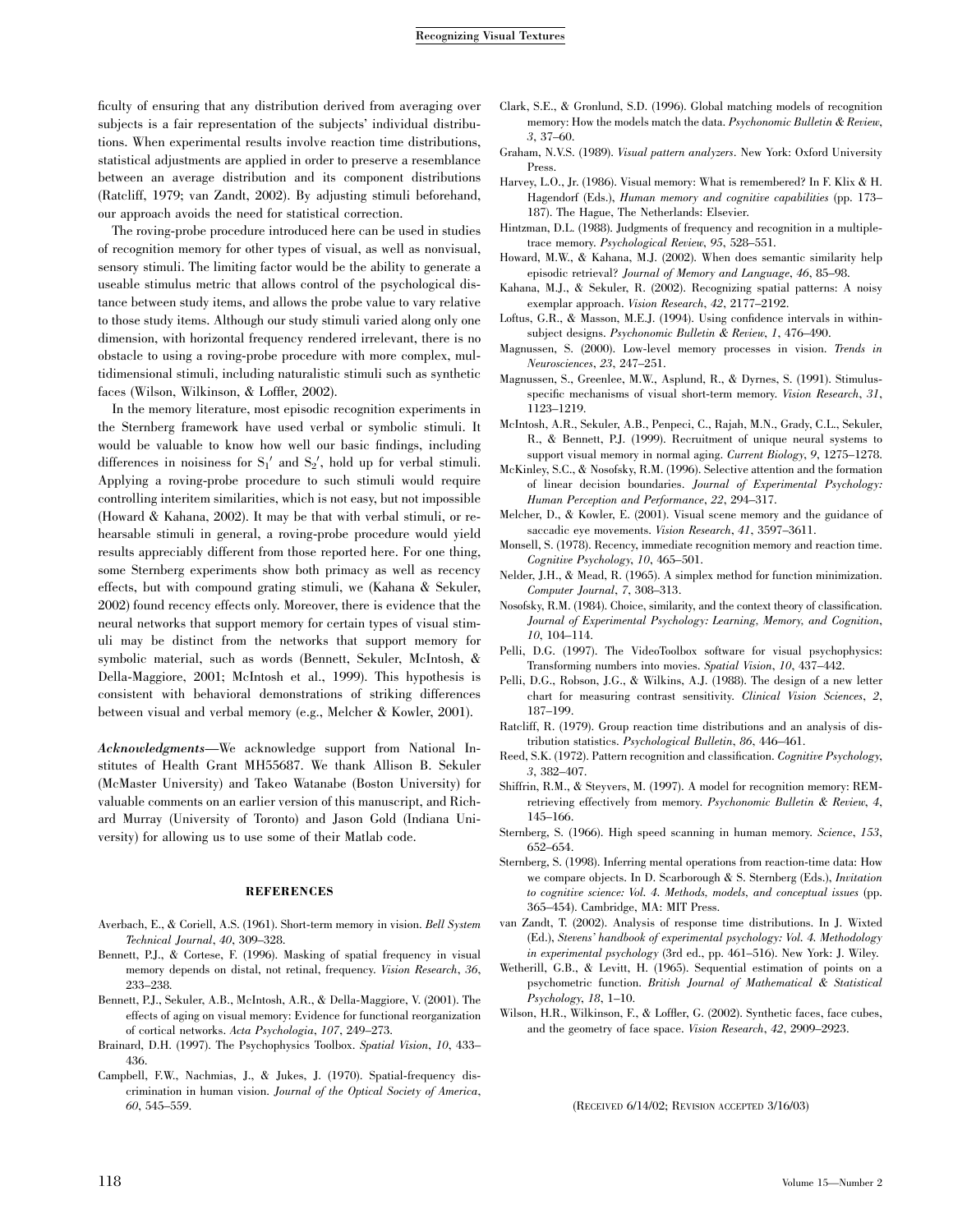ficulty of ensuring that any distribution derived from averaging over subjects is a fair representation of the subjects' individual distributions. When experimental results involve reaction time distributions, statistical adjustments are applied in order to preserve a resemblance between an average distribution and its component distributions (Ratcliff, 1979; van Zandt, 2002). By adjusting stimuli beforehand, our approach avoids the need for statistical correction.

The roving-probe procedure introduced here can be used in studies of recognition memory for other types of visual, as well as nonvisual, sensory stimuli. The limiting factor would be the ability to generate a useable stimulus metric that allows control of the psychological distance between study items, and allows the probe value to vary relative to those study items. Although our study stimuli varied along only one dimension, with horizontal frequency rendered irrelevant, there is no obstacle to using a roving-probe procedure with more complex, multidimensional stimuli, including naturalistic stimuli such as synthetic faces (Wilson, Wilkinson, & Loffler, 2002).

In the memory literature, most episodic recognition experiments in the Sternberg framework have used verbal or symbolic stimuli. It would be valuable to know how well our basic findings, including differences in noisiness for $S_1'$ and $S_2'$, hold up for verbal stimuli. Applying a roving-probe procedure to such stimuli would require controlling interitem similarities, which is not easy, but not impossible (Howard & Kahana, 2002). It may be that with verbal stimuli, or rehearsable stimuli in general, a roving-probe procedure would yield results appreciably different from those reported here. For one thing, some Sternberg experiments show both primacy as well as recency effects, but with compound grating stimuli, we (Kahana & Sekuler, 2002) found recency effects only. Moreover, there is evidence that the neural networks that support memory for certain types of visual stimuli may be distinct from the networks that support memory for symbolic material, such as words (Bennett, Sekuler, McIntosh, & Della-Maggiore, 2001; McIntosh et al., 1999). This hypothesis is consistent with behavioral demonstrations of striking differences between visual and verbal memory (e.g., Melcher & Kowler, 2001).

***Acknowledgments***—We acknowledge support from National Institutes of Health Grant MH55687. We thank Allison B. Sekuler (McMaster University) and Takeo Watanabe (Boston University) for valuable comments on an earlier version of this manuscript, and Richard Murray (University of Toronto) and Jason Gold (Indiana University) for allowing us to use some of their Matlab code.

## REFERENCES

Averbach, E., & Coriell, A.S. (1961). Short-term memory in vision. *Bell System Technical Journal*, *40*, 309–328.

Bennett, P.J., & Cortese, F. (1996). Masking of spatial frequency in visual memory depends on distal, not retinal, frequency. *Vision Research*, *36*, 233–238.

Bennett, P.J., Sekuler, A.B., McIntosh, A.R., & Della-Maggiore, V. (2001). The effects of aging on visual memory: Evidence for functional reorganization of cortical networks. *Acta Psychologia*, *107*, 249–273.

Brainard, D.H. (1997). The Psychophysics Toolbox. *Spatial Vision*, *10*, 433–436.

Campbell, F.W., Nachmias, J., & Jukes, J. (1970). Spatial-frequency discrimination in human vision. *Journal of the Optical Society of America*, *60*, 545–559.

Clark, S.E., & Gronlund, S.D. (1996). Global matching models of recognition memory: How the models match the data. *Psychonomic Bulletin & Review*, *3*, 37–60.

Graham, N.V.S. (1989). *Visual pattern analyzers*. New York: Oxford University Press.

Harvey, L.O., Jr. (1986). Visual memory: What is remembered? In F. Klix & H. Hagendorf (Eds.), *Human memory and cognitive capabilities* (pp. 173–187). The Hague, The Netherlands: Elsevier.

Hintzman, D.L. (1988). Judgments of frequency and recognition in a multiple-trace memory. *Psychological Review*, *95*, 528–551.

Howard, M.W., & Kahana, M.J. (2002). When does semantic similarity help episodic retrieval? *Journal of Memory and Language*, *46*, 85–98.

Kahana, M.J., & Sekuler, R. (2002). Recognizing spatial patterns: A noisy exemplar approach. *Vision Research*, *42*, 2177–2192.

Loftus, G.R., & Masson, M.E.J. (1994). Using confidence intervals in within-subject designs. *Psychonomic Bulletin & Review*, *1*, 476–490.

Magnussen, S. (2000). Low-level memory processes in vision. *Trends in Neurosciences*, *23*, 247–251.

Magnussen, S., Greenlee, M.W., Asplund, R., & Dyrnes, S. (1991). Stimulus-specific mechanisms of visual short-term memory. *Vision Research*, *31*, 1123–1219.

McIntosh, A.R., Sekuler, A.B., Penpeci, C., Rajah, M.N., Grady, C.L., Sekuler, R., & Bennett, P.J. (1999). Recruitment of unique neural systems to support visual memory in normal aging. *Current Biology*, *9*, 1275–1278.

McKinley, S.C., & Nosofsky, R.M. (1996). Selective attention and the formation of linear decision boundaries. *Journal of Experimental Psychology: Human Perception and Performance*, *22*, 294–317.

Melcher, D., & Kowler, E. (2001). Visual scene memory and the guidance of saccadic eye movements. *Vision Research*, *41*, 3597–3611.

Monsell, S. (1978). Recency, immediate recognition memory and reaction time. *Cognitive Psychology*, *10*, 465–501.

Nelder, J.H., & Mead, R. (1965). A simplex method for function minimization. *Computer Journal*, *7*, 308–313.

Nosofsky, R.M. (1984). Choice, similarity, and the context theory of classification. *Journal of Experimental Psychology: Learning, Memory, and Cognition*, *10*, 104–114.

Pelli, D.G. (1997). The VideoToolbox software for visual psychophysics: Transforming numbers into movies. *Spatial Vision*, *10*, 437–442.

Pelli, D.G., Robson, J.G., & Wilkins, A.J. (1988). The design of a new letter chart for measuring contrast sensitivity. *Clinical Vision Sciences*, *2*, 187–199.

Ratcliff, R. (1979). Group reaction time distributions and an analysis of distribution statistics. *Psychological Bulletin*, *86*, 446–461.

Reed, S.K. (1972). Pattern recognition and classification. *Cognitive Psychology*, *3*, 382–407.

Shiffrin, R.M., & Steyvers, M. (1997). A model for recognition memory: REM-retrieving effectively from memory. *Psychonomic Bulletin & Review*, *4*, 145–166.

Sternberg, S. (1966). High speed scanning in human memory. *Science*, *153*, 652–654.

Sternberg, S. (1998). Inferring mental operations from reaction-time data: How we compare objects. In D. Scarborough & S. Sternberg (Eds.), *Invitation to cognitive science: Vol. 4. Methods, models, and conceptual issues* (pp. 365–454). Cambridge, MA: MIT Press.

van Zandt, T. (2002). Analysis of response time distributions. In J. Wixted (Ed.), *Stevens' handbook of experimental psychology: Vol. 4. Methodology in experimental psychology* (3rd ed., pp. 461–516). New York: J. Wiley.

Wetherill, G.B., & Levitt, H. (1965). Sequential estimation of points on a psychometric function. *British Journal of Mathematical & Statistical Psychology*, *18*, 1–10.

Wilson, H.R., Wilkinson, F., & Loffler, G. (2002). Synthetic faces, face cubes, and the geometry of face space. *Vision Research*, *42*, 2909–2923.

(Received 6/14/02; Revision accepted 3/16/03)